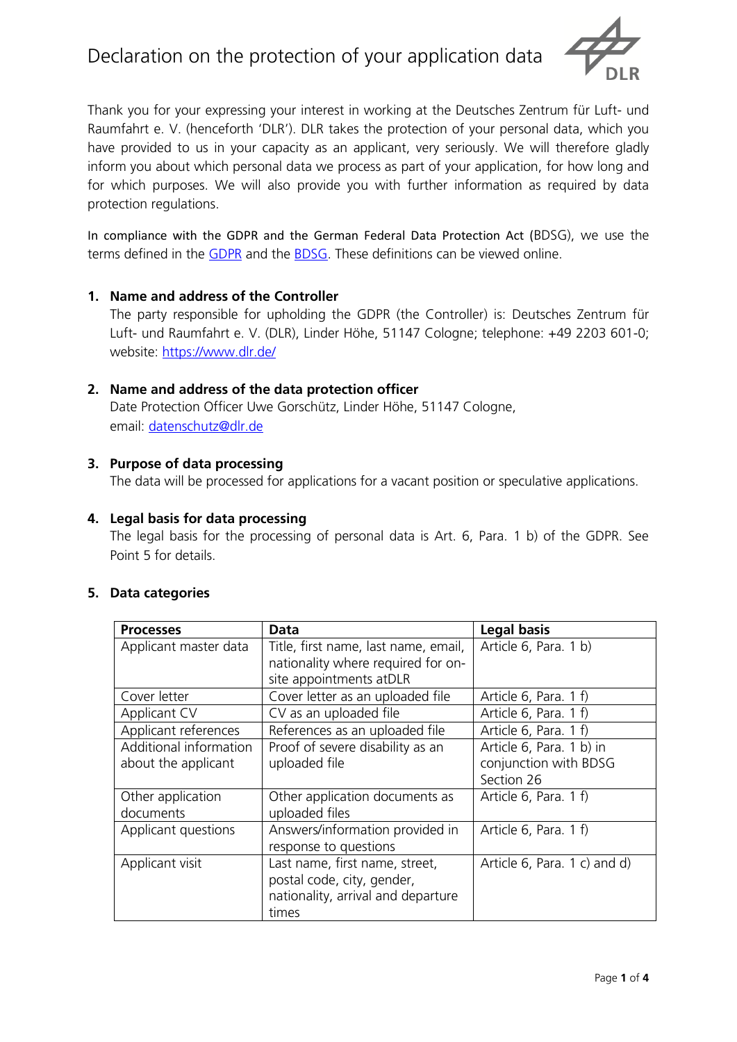# Declaration on the protection of your application data

Thank you for your expressing your interest in working at the Deutsches Zentrum für Luft- und Raumfahrt e. V. (henceforth 'DLR'). DLR takes the protection of your personal data, which you have provided to us in your capacity as an applicant, very seriously. We will therefore gladly inform you about which personal data we process as part of your application, for how long and for which purposes. We will also provide you with further information as required by data protection regulations.

In compliance with the GDPR and the German Federal Data Protection Act (BDSG), we use the terms defined in the GDPR and the BDSG. These definitions can be viewed online.

## 1. Name and address of the Controller

The party responsible for upholding the GDPR (the Controller) is: Deutsches Zentrum für Luft- und Raumfahrt e. V. (DLR), Linder Höhe, 51147 Cologne; telephone: +49 2203 601-0; website: https://www.dlr.de/

## 2. Name and address of the data protection officer

Date Protection Officer Uwe Gorschütz, Linder Höhe, 51147 Cologne,
email: datenschutz@dlr.de

## 3. Purpose of data processing

The data will be processed for applications for a vacant position or speculative applications.

## 4. Legal basis for data processing

The legal basis for the processing of personal data is Art. 6, Para. 1 b) of the GDPR. See Point 5 for details.

## 5. Data categories

| Processes | Data | Legal basis |
|---|---|---|
| Applicant master data | Title, first name, last name, email, nationality where required for on-site appointments atDLR | Article 6, Para. 1 b) |
| Cover letter | Cover letter as an uploaded file | Article 6, Para. 1 f) |
| Applicant CV | CV as an uploaded file | Article 6, Para. 1 f) |
| Applicant references | References as an uploaded file | Article 6, Para. 1 f) |
| Additional information about the applicant | Proof of severe disability as an uploaded file | Article 6, Para. 1 b) in conjunction with BDSG Section 26 |
| Other application documents | Other application documents as uploaded files | Article 6, Para. 1 f) |
| Applicant questions | Answers/information provided in response to questions | Article 6, Para. 1 f) |
| Applicant visit | Last name, first name, street, postal code, city, gender, nationality, arrival and departure times | Article 6, Para. 1 c) and d) |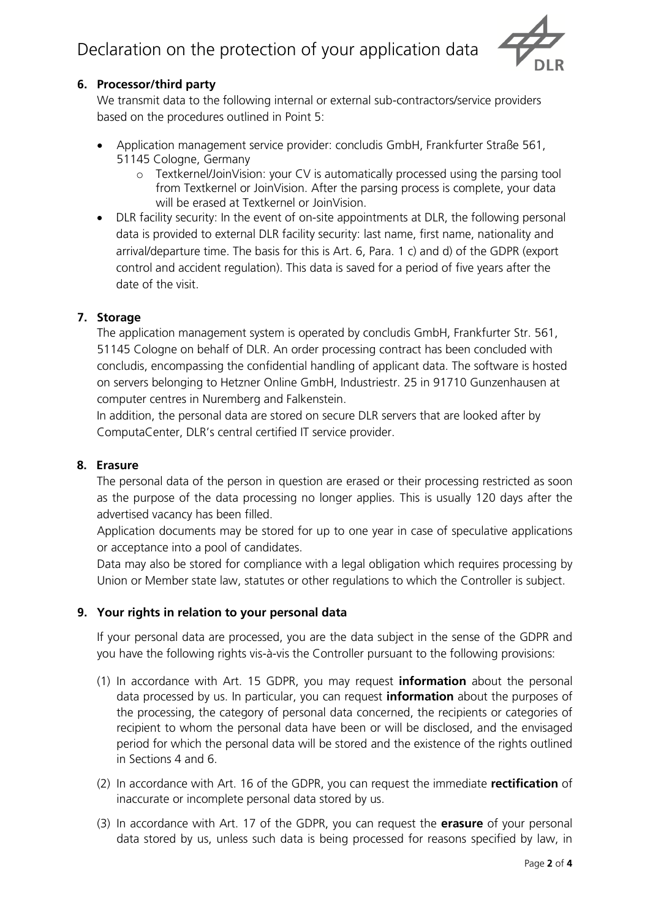## 6. Processor/third party

We transmit data to the following internal or external sub-contractors/service providers based on the procedures outlined in Point 5:

- Application management service provider: concludis GmbH, Frankfurter Straße 561, 51145 Cologne, Germany
  - Textkernel/JoinVision: your CV is automatically processed using the parsing tool from Textkernel or JoinVision. After the parsing process is complete, your data will be erased at Textkernel or JoinVision.
- DLR facility security: In the event of on-site appointments at DLR, the following personal data is provided to external DLR facility security: last name, first name, nationality and arrival/departure time. The basis for this is Art. 6, Para. 1 c) and d) of the GDPR (export control and accident regulation). This data is saved for a period of five years after the date of the visit.

## 7. Storage

The application management system is operated by concludis GmbH, Frankfurter Str. 561, 51145 Cologne on behalf of DLR. An order processing contract has been concluded with concludis, encompassing the confidential handling of applicant data. The software is hosted on servers belonging to Hetzner Online GmbH, Industriestr. 25 in 91710 Gunzenhausen at computer centres in Nuremberg and Falkenstein.

In addition, the personal data are stored on secure DLR servers that are looked after by ComputaCenter, DLR's central certified IT service provider.

## 8. Erasure

The personal data of the person in question are erased or their processing restricted as soon as the purpose of the data processing no longer applies. This is usually 120 days after the advertised vacancy has been filled.

Application documents may be stored for up to one year in case of speculative applications or acceptance into a pool of candidates.

Data may also be stored for compliance with a legal obligation which requires processing by Union or Member state law, statutes or other regulations to which the Controller is subject.

## 9. Your rights in relation to your personal data

If your personal data are processed, you are the data subject in the sense of the GDPR and you have the following rights vis-à-vis the Controller pursuant to the following provisions:

(1) In accordance with Art. 15 GDPR, you may request **information** about the personal data processed by us. In particular, you can request **information** about the purposes of the processing, the category of personal data concerned, the recipients or categories of recipient to whom the personal data have been or will be disclosed, and the envisaged period for which the personal data will be stored and the existence of the rights outlined in Sections 4 and 6.

(2) In accordance with Art. 16 of the GDPR, you can request the immediate **rectification** of inaccurate or incomplete personal data stored by us.

(3) In accordance with Art. 17 of the GDPR, you can request the **erasure** of your personal data stored by us, unless such data is being processed for reasons specified by law, in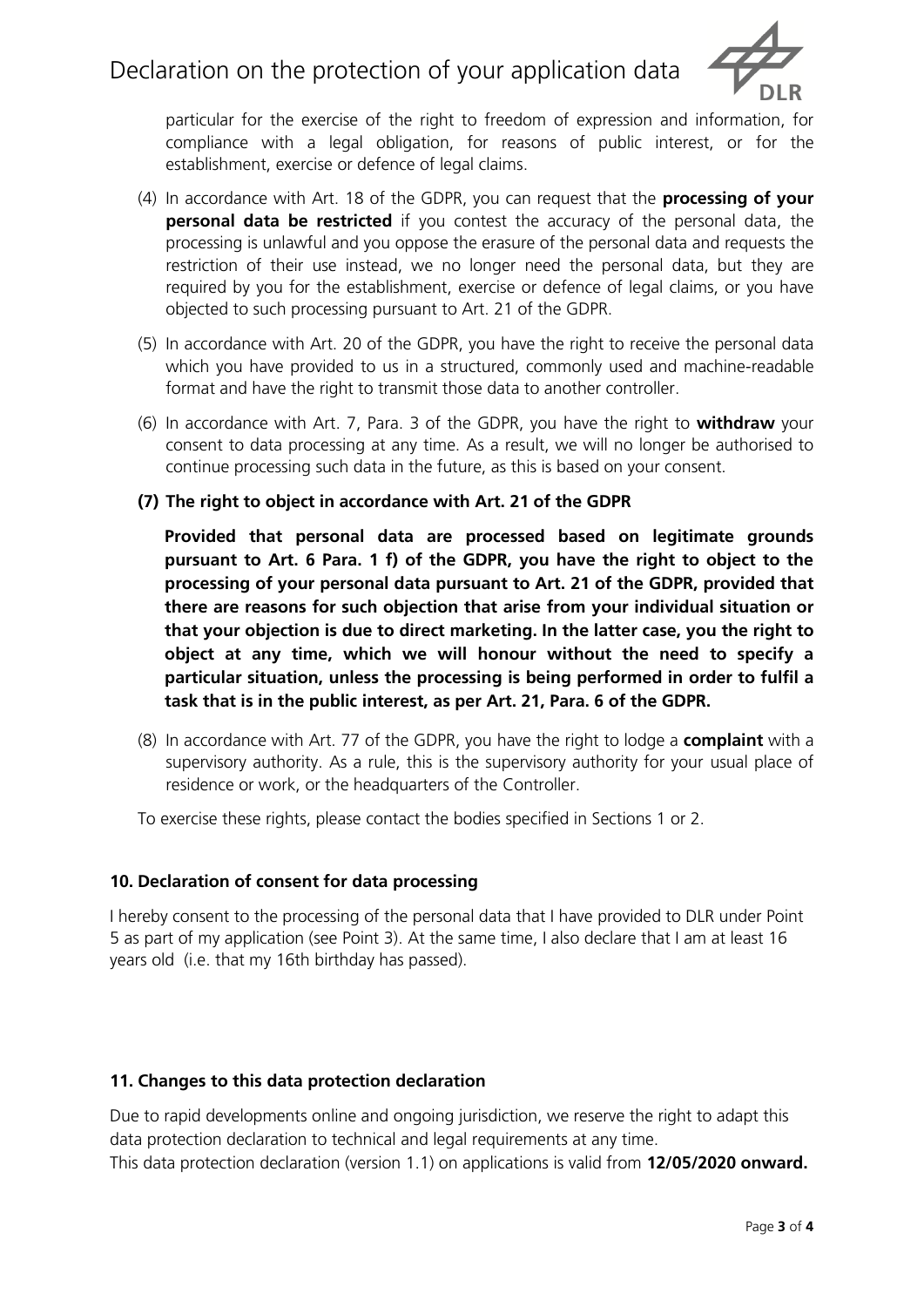particular for the exercise of the right to freedom of expression and information, for compliance with a legal obligation, for reasons of public interest, or for the establishment, exercise or defence of legal claims.

(4) In accordance with Art. 18 of the GDPR, you can request that the **processing of your personal data be restricted** if you contest the accuracy of the personal data, the processing is unlawful and you oppose the erasure of the personal data and requests the restriction of their use instead, we no longer need the personal data, but they are required by you for the establishment, exercise or defence of legal claims, or you have objected to such processing pursuant to Art. 21 of the GDPR.

(5) In accordance with Art. 20 of the GDPR, you have the right to receive the personal data which you have provided to us in a structured, commonly used and machine-readable format and have the right to transmit those data to another controller.

(6) In accordance with Art. 7, Para. 3 of the GDPR, you have the right to **withdraw** your consent to data processing at any time. As a result, we will no longer be authorised to continue processing such data in the future, as this is based on your consent.

**(7) The right to object in accordance with Art. 21 of the GDPR**

**Provided that personal data are processed based on legitimate grounds pursuant to Art. 6 Para. 1 f) of the GDPR, you have the right to object to the processing of your personal data pursuant to Art. 21 of the GDPR, provided that there are reasons for such objection that arise from your individual situation or that your objection is due to direct marketing. In the latter case, you the right to object at any time, which we will honour without the need to specify a particular situation, unless the processing is being performed in order to fulfil a task that is in the public interest, as per Art. 21, Para. 6 of the GDPR.**

(8) In accordance with Art. 77 of the GDPR, you have the right to lodge a **complaint** with a supervisory authority. As a rule, this is the supervisory authority for your usual place of residence or work, or the headquarters of the Controller.

To exercise these rights, please contact the bodies specified in Sections 1 or 2.

### 10. Declaration of consent for data processing

I hereby consent to the processing of the personal data that I have provided to DLR under Point 5 as part of my application (see Point 3). At the same time, I also declare that I am at least 16 years old (i.e. that my 16th birthday has passed).

### 11. Changes to this data protection declaration

Due to rapid developments online and ongoing jurisdiction, we reserve the right to adapt this data protection declaration to technical and legal requirements at any time.
This data protection declaration (version 1.1) on applications is valid from **12/05/2020 onward.**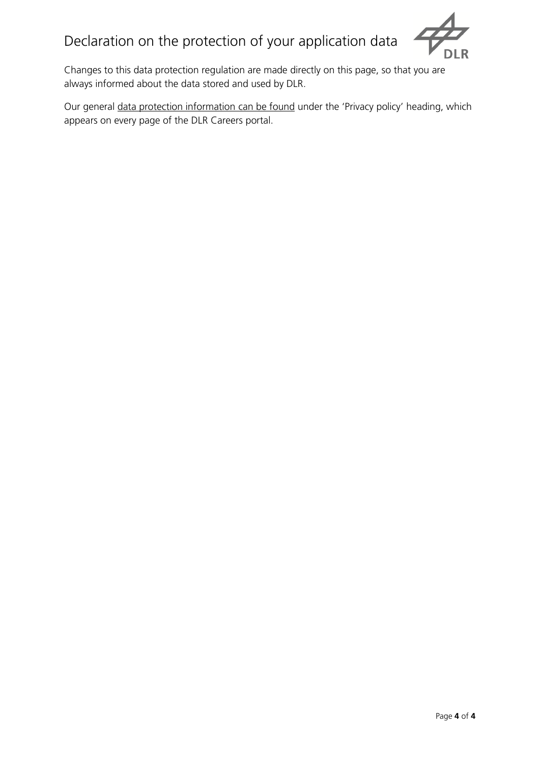Changes to this data protection regulation are made directly on this page, so that you are always informed about the data stored and used by DLR.

Our general data protection information can be found under the 'Privacy policy' heading, which appears on every page of the DLR Careers portal.